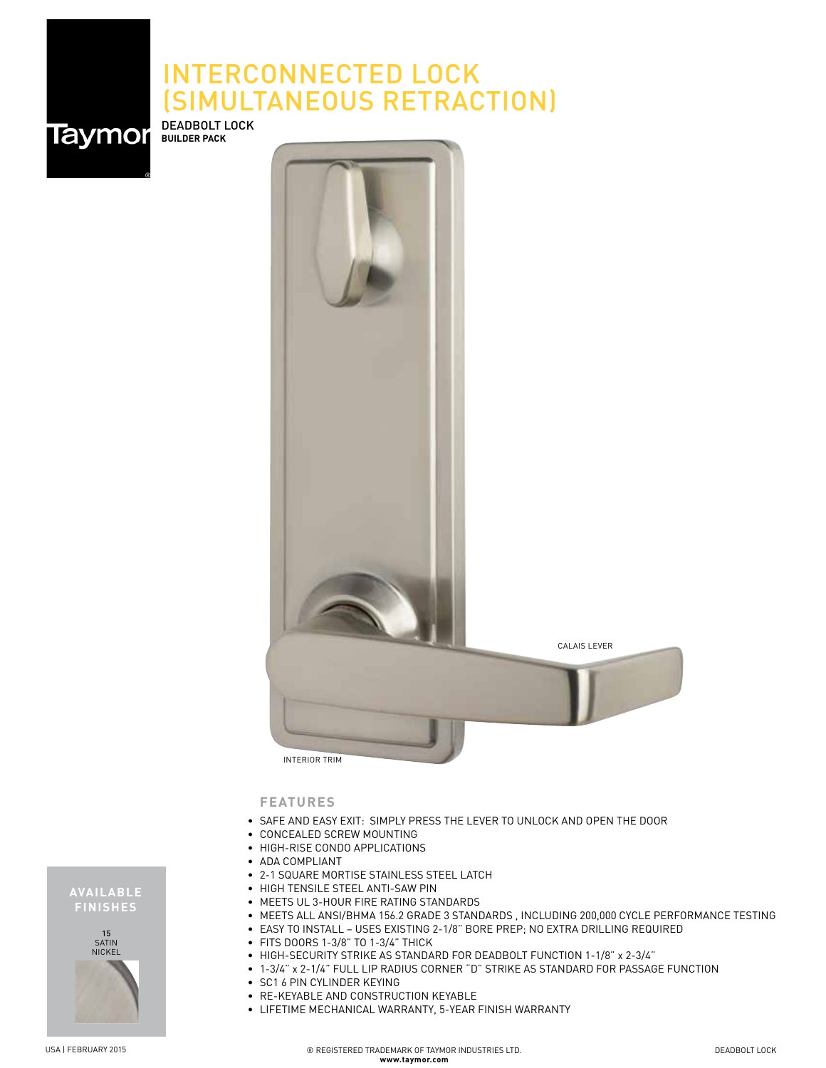Taymor®

# INTERCONNECTED LOCK (SIMULTANEOUS RETRACTION)

DEADBOLT LOCK
**BUILDER PACK**

CALAIS LEVER

INTERIOR TRIM

## FEATURES

- SAFE AND EASY EXIT: SIMPLY PRESS THE LEVER TO UNLOCK AND OPEN THE DOOR
- CONCEALED SCREW MOUNTING
- HIGH-RISE CONDO APPLICATIONS
- ADA COMPLIANT
- 2-1 SQUARE MORTISE STAINLESS STEEL LATCH
- HIGH TENSILE STEEL ANTI-SAW PIN
- MEETS UL 3-HOUR FIRE RATING STANDARDS
- MEETS ALL ANSI/BHMA 156.2 GRADE 3 STANDARDS , INCLUDING 200,000 CYCLE PERFORMANCE TESTING
- EASY TO INSTALL – USES EXISTING 2-1/8" BORE PREP; NO EXTRA DRILLING REQUIRED
- FITS DOORS 1-3/8" TO 1-3/4" THICK
- HIGH-SECURITY STRIKE AS STANDARD FOR DEADBOLT FUNCTION 1-1/8" x 2-3/4"
- 1-3/4" x 2-1/4" FULL LIP RADIUS CORNER "D" STRIKE AS STANDARD FOR PASSAGE FUNCTION
- SC1 6 PIN CYLINDER KEYING
- RE-KEYABLE AND CONSTRUCTION KEYABLE
- LIFETIME MECHANICAL WARRANTY, 5-YEAR FINISH WARRANTY

## AVAILABLE FINISHES

15
SATIN
NICKEL

USA | FEBRUARY 2015

® REGISTERED TRADEMARK OF TAYMOR INDUSTRIES LTD.
**www.taymor.com**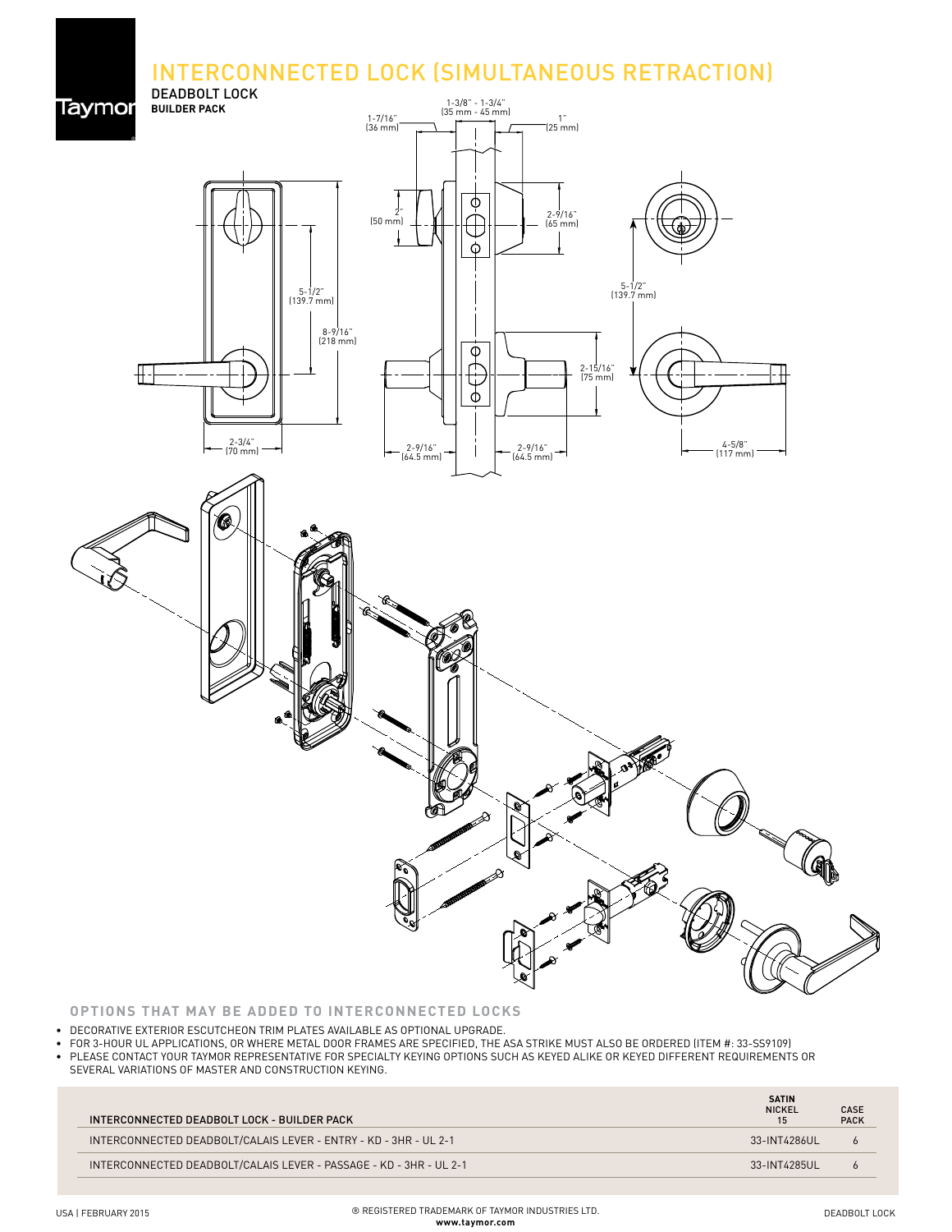# INTERCONNECTED LOCK (SIMULTANEOUS RETRACTION)

DEADBOLT LOCK

**BUILDER PACK**

1-3/8" - 1-3/4"
(35 mm - 45 mm)
1-7/16"
(36 mm)
1"
(25 mm)
2"
(50 mm)
2-9/16"
(65 mm)
5-1/2"
(139.7 mm)
8-9/16"
(218 mm)
5-1/2"
(139.7 mm)
2-15/16"
(75 mm)
2-3/4"
(70 mm)
2-9/16"
(64.5 mm)
2-9/16"
(64.5 mm)
4-5/8"
(117 mm)

## OPTIONS THAT MAY BE ADDED TO INTERCONNECTED LOCKS

- DECORATIVE EXTERIOR ESCUTCHEON TRIM PLATES AVAILABLE AS OPTIONAL UPGRADE.
- FOR 3-HOUR UL APPLICATIONS, OR WHERE METAL DOOR FRAMES ARE SPECIFIED, THE ASA STRIKE MUST ALSO BE ORDERED (ITEM #: 33-SS9109)
- PLEASE CONTACT YOUR TAYMOR REPRESENTATIVE FOR SPECIALTY KEYING OPTIONS SUCH AS KEYED ALIKE OR KEYED DIFFERENT REQUIREMENTS OR SEVERAL VARIATIONS OF MASTER AND CONSTRUCTION KEYING.

| INTERCONNECTED DEADBOLT LOCK - BUILDER PACK | SATIN NICKEL 15 | CASE PACK |
|---|---|---|
| INTERCONNECTED DEADBOLT/CALAIS LEVER - ENTRY - KD - 3HR - UL 2-1 | 33-INT4286UL | 6 |
| INTERCONNECTED DEADBOLT/CALAIS LEVER - PASSAGE - KD - 3HR - UL 2-1 | 33-INT4285UL | 6 |

USA | FEBRUARY 2015

® REGISTERED TRADEMARK OF TAYMOR INDUSTRIES LTD.
**www.taymor.com**